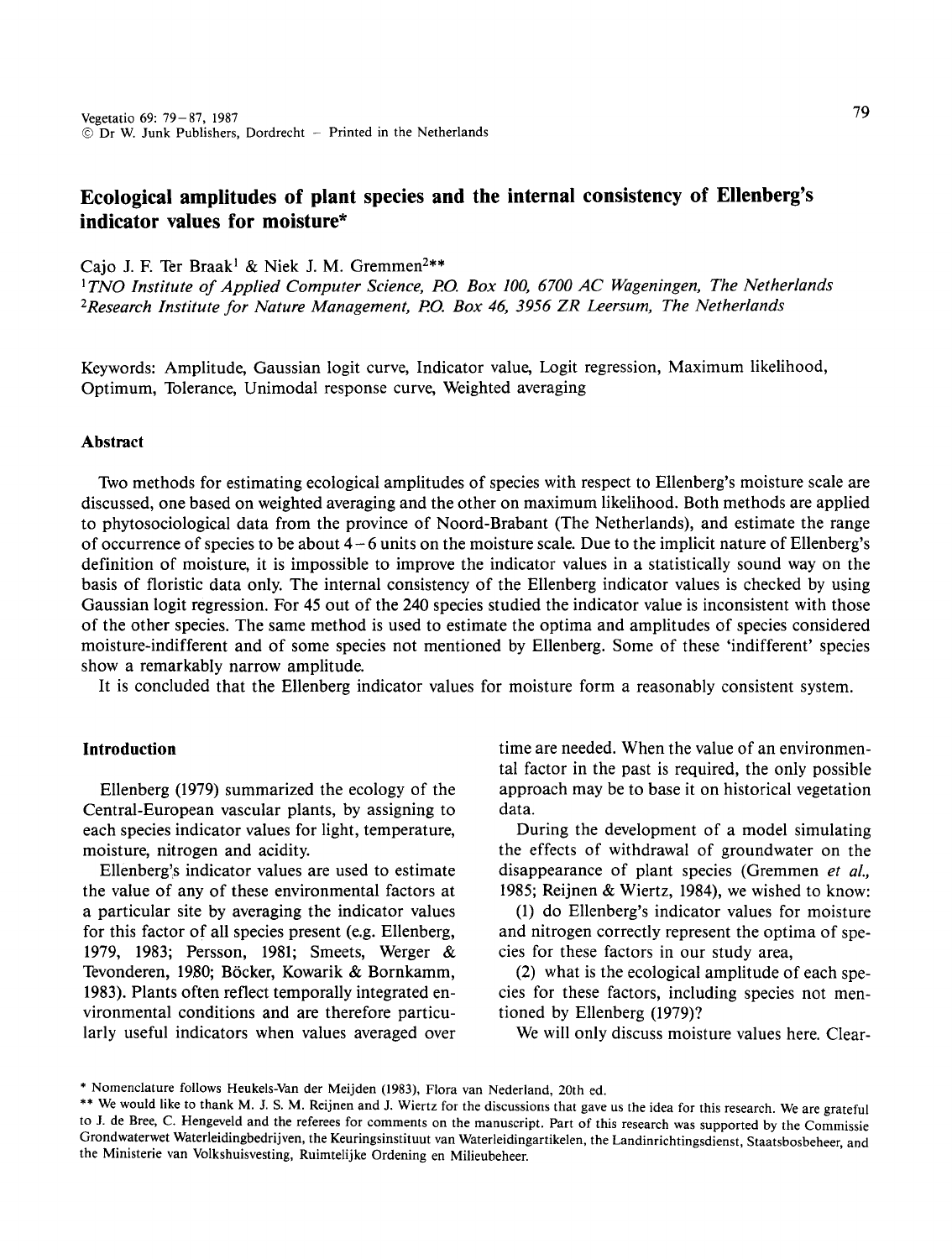# Ecological amplitudes of plant species and the internal consistency of Ellenberg's indicator values for moisture*

Cajo J. F. Ter Braak[1] & Niek J. M. Gremmen[2]**

[1] *TNO Institute of Applied Computer Science, P.O. Box 100, 6700 AC Wageningen, The Netherlands*
[2] *Research Institute for Nature Management, P.O. Box 46, 3956 ZR Leersum, The Netherlands*

Keywords: Amplitude, Gaussian logit curve, Indicator value, Logit regression, Maximum likelihood, Optimum, Tolerance, Unimodal response curve, Weighted averaging

## Abstract

Two methods for estimating ecological amplitudes of species with respect to Ellenberg's moisture scale are discussed, one based on weighted averaging and the other on maximum likelihood. Both methods are applied to phytosociological data from the province of Noord-Brabant (The Netherlands), and estimate the range of occurrence of species to be about 4–6 units on the moisture scale. Due to the implicit nature of Ellenberg's definition of moisture, it is impossible to improve the indicator values in a statistically sound way on the basis of floristic data only. The internal consistency of the Ellenberg indicator values is checked by using Gaussian logit regression. For 45 out of the 240 species studied the indicator value is inconsistent with those of the other species. The same method is used to estimate the optima and amplitudes of species considered moisture-indifferent and of some species not mentioned by Ellenberg. Some of these 'indifferent' species show a remarkably narrow amplitude.

It is concluded that the Ellenberg indicator values for moisture form a reasonably consistent system.

## Introduction

Ellenberg (1979) summarized the ecology of the Central-European vascular plants, by assigning to each species indicator values for light, temperature, moisture, nitrogen and acidity.

Ellenberg's indicator values are used to estimate the value of any of these environmental factors at a particular site by averaging the indicator values for this factor of all species present (e.g. Ellenberg, 1979, 1983; Persson, 1981; Smeets, Werger & Tevonderen, 1980; Böcker, Kowarik & Bornkamm, 1983). Plants often reflect temporally integrated environmental conditions and are therefore particularly useful indicators when values averaged over time are needed. When the value of an environmental factor in the past is required, the only possible approach may be to base it on historical vegetation data.

During the development of a model simulating the effects of withdrawal of groundwater on the disappearance of plant species (Gremmen *et al.*, 1985; Reijnen & Wiertz, 1984), we wished to know:

(1) do Ellenberg's indicator values for moisture and nitrogen correctly represent the optima of species for these factors in our study area,

(2) what is the ecological amplitude of each species for these factors, including species not mentioned by Ellenberg (1979)?

We will only discuss moisture values here. Clear-

---

\* Nomenclature follows Heukels-Van der Meijden (1983), Flora van Nederland, 20th ed.

\*\* We would like to thank M. J. S. M. Reijnen and J. Wiertz for the discussions that gave us the idea for this research. We are grateful to J. de Bree, C. Hengeveld and the referees for comments on the manuscript. Part of this research was supported by the Commissie Grondwaterwet Waterleidingbedrijven, the Keuringsinstituut van Waterleidingartikelen, the Landinrichtingsdienst, Staatsbosbeheer, and the Ministerie van Volkshuisvesting, Ruimtelijke Ordening en Milieubeheer.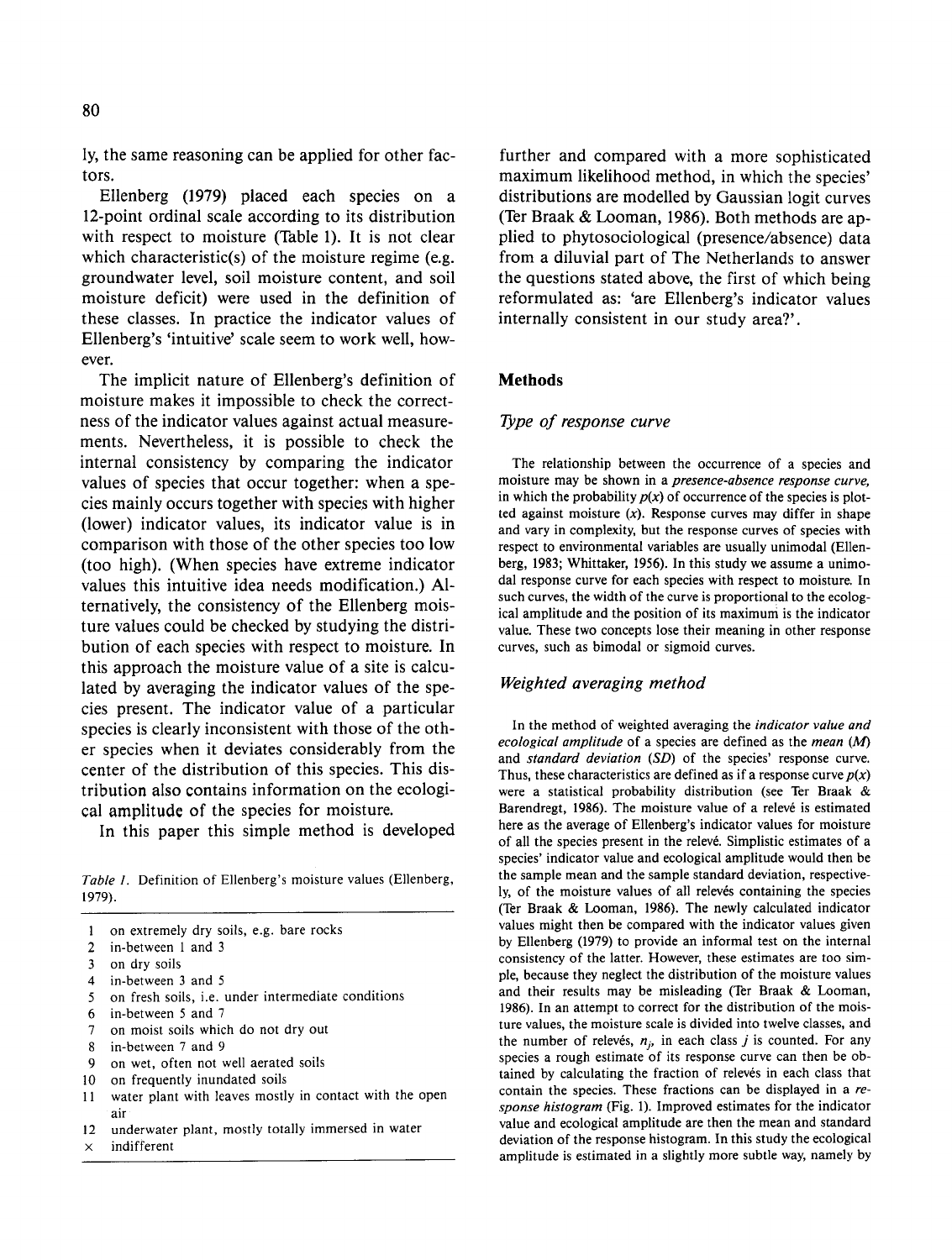ly, the same reasoning can be applied for other factors.

Ellenberg (1979) placed each species on a 12-point ordinal scale according to its distribution with respect to moisture (Table 1). It is not clear which characteristic(s) of the moisture regime (e.g. groundwater level, soil moisture content, and soil moisture deficit) were used in the definition of these classes. In practice the indicator values of Ellenberg's 'intuitive' scale seem to work well, however.

The implicit nature of Ellenberg's definition of moisture makes it impossible to check the correctness of the indicator values against actual measurements. Nevertheless, it is possible to check the internal consistency by comparing the indicator values of species that occur together: when a species mainly occurs together with species with higher (lower) indicator values, its indicator value is in comparison with those of the other species too low (too high). (When species have extreme indicator values this intuitive idea needs modification.) Alternatively, the consistency of the Ellenberg moisture values could be checked by studying the distribution of each species with respect to moisture. In this approach the moisture value of a site is calculated by averaging the indicator values of the species present. The indicator value of a particular species is clearly inconsistent with those of the other species when it deviates considerably from the center of the distribution of this species. This distribution also contains information on the ecological amplitude of the species for moisture.

In this paper this simple method is developed further and compared with a more sophisticated maximum likelihood method, in which the species' distributions are modelled by Gaussian logit curves (Ter Braak & Looman, 1986). Both methods are applied to phytosociological (presence/absence) data from a diluvial part of The Netherlands to answer the questions stated above, the first of which being reformulated as: 'are Ellenberg's indicator values internally consistent in our study area?'.

*Table 1.* Definition of Ellenberg's moisture values (Ellenberg, 1979).

| | |
|---|---|
| 1 | on extremely dry soils, e.g. bare rocks |
| 2 | in-between 1 and 3 |
| 3 | on dry soils |
| 4 | in-between 3 and 5 |
| 5 | on fresh soils, i.e. under intermediate conditions |
| 6 | in-between 5 and 7 |
| 7 | on moist soils which do not dry out |
| 8 | in-between 7 and 9 |
| 9 | on wet, often not well aerated soils |
| 10 | on frequently inundated soils |
| 11 | water plant with leaves mostly in contact with the open air |
| 12 | underwater plant, mostly totally immersed in water |
| × | indifferent |

## Methods

### *Type of response curve*

The relationship between the occurrence of a species and moisture may be shown in a *presence-absence response curve,* in which the probability $p(x)$ of occurrence of the species is plotted against moisture ($x$). Response curves may differ in shape and vary in complexity, but the response curves of species with respect to environmental variables are usually unimodal (Ellenberg, 1983; Whittaker, 1956). In this study we assume a unimodal response curve for each species with respect to moisture. In such curves, the width of the curve is proportional to the ecological amplitude and the position of its maximum is the indicator value. These two concepts lose their meaning in other response curves, such as bimodal or sigmoid curves.

### *Weighted averaging method*

In the method of weighted averaging the *indicator value and ecological amplitude* of a species are defined as the *mean* (*M*) and *standard deviation* (*SD*) of the species' response curve. Thus, these characteristics are defined as if a response curve $p(x)$ were a statistical probability distribution (see Ter Braak & Barendregt, 1986). The moisture value of a relevé is estimated here as the average of Ellenberg's indicator values for moisture of all the species present in the relevé. Simplistic estimates of a species' indicator value and ecological amplitude would then be the sample mean and the sample standard deviation, respectively, of the moisture values of all relevés containing the species (Ter Braak & Looman, 1986). The newly calculated indicator values might then be compared with the indicator values given by Ellenberg (1979) to provide an informal test on the internal consistency of the latter. However, these estimates are too simple, because they neglect the distribution of the moisture values and their results may be misleading (Ter Braak & Looman, 1986). In an attempt to correct for the distribution of the moisture values, the moisture scale is divided into twelve classes, and the number of relevés, $n_j$, in each class $j$ is counted. For any species a rough estimate of its response curve can then be obtained by calculating the fraction of relevés in each class that contain the species. These fractions can be displayed in a *response histogram* (Fig. 1). Improved estimates for the indicator value and ecological amplitude are then the mean and standard deviation of the response histogram. In this study the ecological amplitude is estimated in a slightly more subtle way, namely by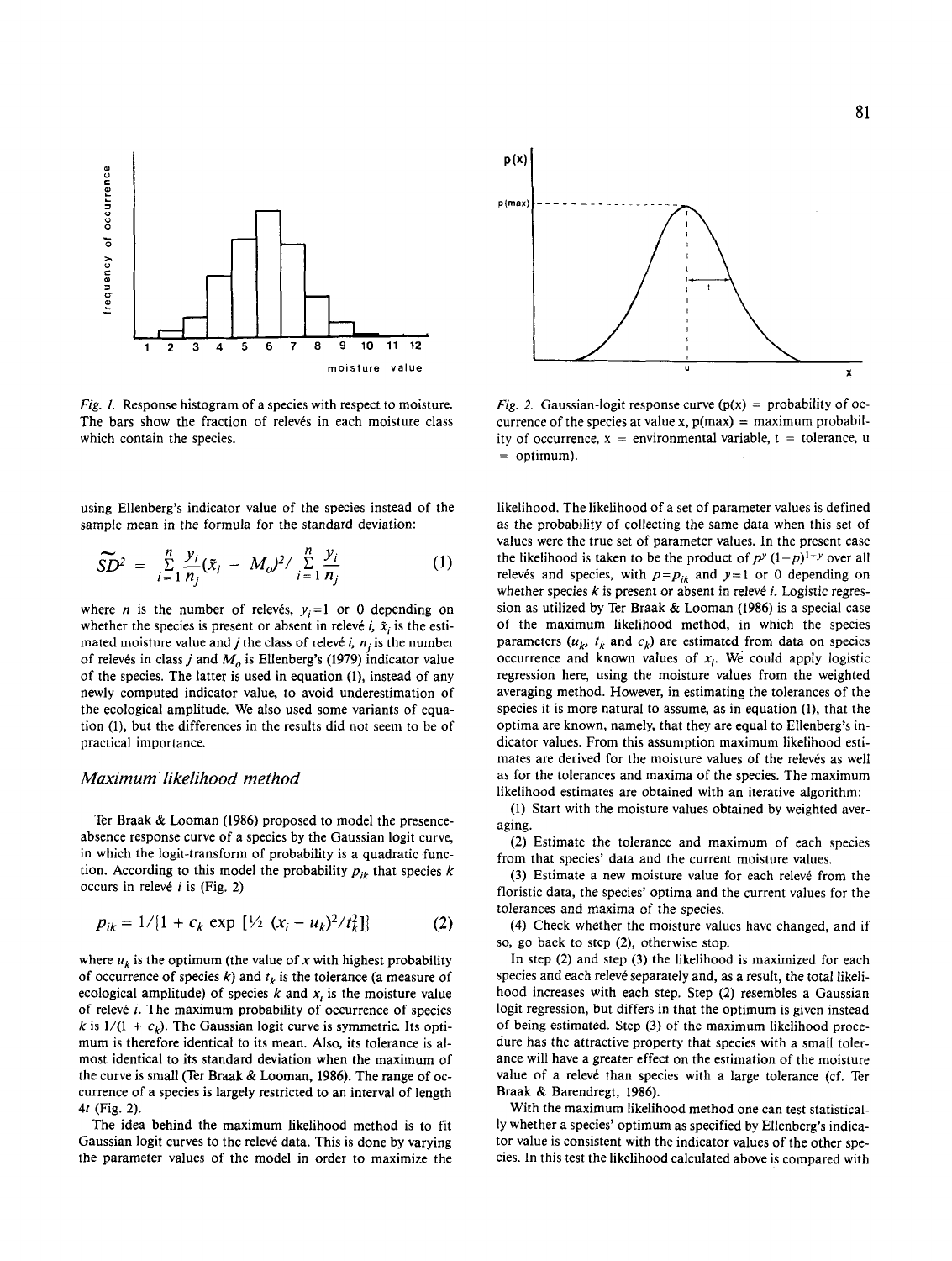Fig. 1. Response histogram of a species with respect to moisture. The bars show the fraction of relevés in each moisture class which contain the species.

Fig. 2. Gaussian-logit response curve ($p(x)$ = probability of occurrence of the species at value x, $p(max)$ = maximum probability of occurrence, x = environmental variable, t = tolerance, u = optimum).

using Ellenberg's indicator value of the species instead of the sample mean in the formula for the standard deviation:

$$\widetilde{SD}^2 = \sum_{i=1}^{n} \frac{y_i}{n_j}(\bar{x}_i - M_o)^2 / \sum_{i=1}^{n} \frac{y_i}{n_j} \qquad (1)$$

where $n$ is the number of relevés, $y_i = 1$ or 0 depending on whether the species is present or absent in relevé $i$, $\bar{x}_i$ is the estimated moisture value and $j$ the class of relevé $i$, $n_j$ is the number of relevés in class $j$ and $M_o$ is Ellenberg's (1979) indicator value of the species. The latter is used in equation (1), instead of any newly computed indicator value, to avoid underestimation of the ecological amplitude. We also used some variants of equation (1), but the differences in the results did not seem to be of practical importance.

## *Maximum likelihood method*

Ter Braak & Looman (1986) proposed to model the presence-absence response curve of a species by the Gaussian logit curve, in which the logit-transform of probability is a quadratic function. According to this model the probability $p_{ik}$ that species $k$ occurs in relevé $i$ is (Fig. 2)

$$p_{ik} = 1/\{1 + c_k \exp [\tfrac{1}{2} (x_i - u_k)^2/t_k^2]\} \qquad (2)$$

where $u_k$ is the optimum (the value of $x$ with highest probability of occurrence of species $k$) and $t_k$ is the tolerance (a measure of ecological amplitude) of species $k$ and $x_i$ is the moisture value of relevé $i$. The maximum probability of occurrence of species $k$ is $1/(1 + c_k)$. The Gaussian logit curve is symmetric. Its optimum is therefore identical to its mean. Also, its tolerance is almost identical to its standard deviation when the maximum of the curve is small (Ter Braak & Looman, 1986). The range of occurrence of a species is largely restricted to an interval of length $4t$ (Fig. 2).

The idea behind the maximum likelihood method is to fit Gaussian logit curves to the relevé data. This is done by varying the parameter values of the model in order to maximize the likelihood. The likelihood of a set of parameter values is defined as the probability of collecting the same data when this set of values were the true set of parameter values. In the present case the likelihood is taken to be the product of $p^y (1-p)^{1-y}$ over all relevés and species, with $p = p_{ik}$ and $y = 1$ or 0 depending on whether species $k$ is present or absent in relevé $i$. Logistic regression as utilized by Ter Braak & Looman (1986) is a special case of the maximum likelihood method, in which the species parameters ($u_k$, $t_k$ and $c_k$) are estimated from data on species occurrence and known values of $x_i$. We could apply logistic regression here, using the moisture values from the weighted averaging method. However, in estimating the tolerances of the species it is more natural to assume, as in equation (1), that the optima are known, namely, that they are equal to Ellenberg's indicator values. From this assumption maximum likelihood estimates are derived for the moisture values of the relevés as well as for the tolerances and maxima of the species. The maximum likelihood estimates are obtained with an iterative algorithm:

(1) Start with the moisture values obtained by weighted averaging.

(2) Estimate the tolerance and maximum of each species from that species' data and the current moisture values.

(3) Estimate a new moisture value for each relevé from the floristic data, the species' optima and the current values for the tolerances and maxima of the species.

(4) Check whether the moisture values have changed, and if so, go back to step (2), otherwise stop.

In step (2) and step (3) the likelihood is maximized for each species and each relevé separately and, as a result, the total likelihood increases with each step. Step (2) resembles a Gaussian logit regression, but differs in that the optimum is given instead of being estimated. Step (3) of the maximum likelihood procedure has the attractive property that species with a small tolerance will have a greater effect on the estimation of the moisture value of a relevé than species with a large tolerance (cf. Ter Braak & Barendregt, 1986).

With the maximum likelihood method one can test statistically whether a species' optimum as specified by Ellenberg's indicator value is consistent with the indicator values of the other species. In this test the likelihood calculated above is compared with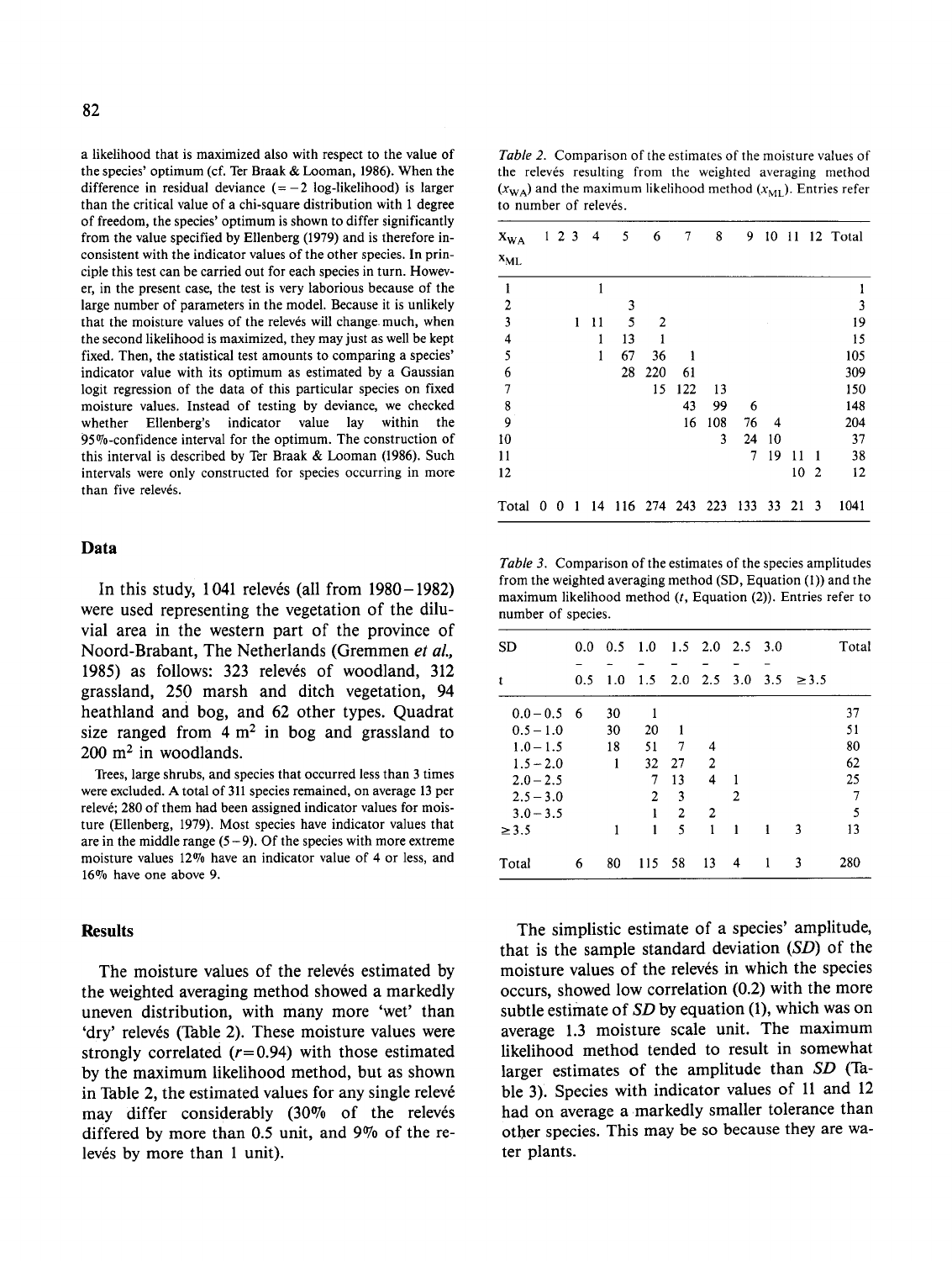a likelihood that is maximized also with respect to the value of the species' optimum (cf. Ter Braak & Looman, 1986). When the difference in residual deviance (= −2 log-likelihood) is larger than the critical value of a chi-square distribution with 1 degree of freedom, the species' optimum is shown to differ significantly from the value specified by Ellenberg (1979) and is therefore inconsistent with the indicator values of the other species. In principle this test can be carried out for each species in turn. However, in the present case, the test is very laborious because of the large number of parameters in the model. Because it is unlikely that the moisture values of the relevés will change much, when the second likelihood is maximized, they may just as well be kept fixed. Then, the statistical test amounts to comparing a species' indicator value with its optimum as estimated by a Gaussian logit regression of the data of this particular species on fixed moisture values. Instead of testing by deviance, we checked whether Ellenberg's indicator value lay within the 95%-confidence interval for the optimum. The construction of this interval is described by Ter Braak & Looman (1986). Such intervals were only constructed for species occurring in more than five relevés.

## Data

In this study, 1041 relevés (all from 1980–1982) were used representing the vegetation of the diluvial area in the western part of the province of Noord-Brabant, The Netherlands (Gremmen *et al.,* 1985) as follows: 323 relevés of woodland, 312 grassland, 250 marsh and ditch vegetation, 94 heathland and bog, and 62 other types. Quadrat size ranged from 4 m² in bog and grassland to 200 m² in woodlands.

Trees, large shrubs, and species that occurred less than 3 times were excluded. A total of 311 species remained, on average 13 per relevé; 280 of them had been assigned indicator values for moisture (Ellenberg, 1979). Most species have indicator values that are in the middle range (5–9). Of the species with more extreme moisture values 12% have an indicator value of 4 or less, and 16% have one above 9.

## Results

The moisture values of the relevés estimated by the weighted averaging method showed a markedly uneven distribution, with many more 'wet' than 'dry' relevés (Table 2). These moisture values were strongly correlated ($r = 0.94$) with those estimated by the maximum likelihood method, but as shown in Table 2, the estimated values for any single relevé may differ considerably (30% of the relevés differed by more than 0.5 unit, and 9% of the relevés by more than 1 unit).

*Table 2.* Comparison of the estimates of the moisture values of the relevés resulting from the weighted averaging method ($x_{WA}$) and the maximum likelihood method ($x_{ML}$). Entries refer to number of relevés.

| $x_{WA}$ / $x_{ML}$ | 1 | 2 | 3 | 4 | 5 | 6 | 7 | 8 | 9 | 10 | 11 | 12 | Total |
|---|---|---|---|---|---|---|---|---|---|---|---|---|---|
| 1 | | | | 1 | | | | | | | | | 1 |
| 2 | | | | | 3 | | | | | | | | 3 |
| 3 | | | 1 | 11 | 5 | 2 | | | | | | | 19 |
| 4 | | | | 1 | 13 | 1 | | | | | | | 15 |
| 5 | | | | 1 | 67 | 36 | 1 | | | | | | 105 |
| 6 | | | | | 28 | 220 | 61 | | | | | | 309 |
| 7 | | | | | | 15 | 122 | 13 | | | | | 150 |
| 8 | | | | | | | 43 | 99 | 6 | | | | 148 |
| 9 | | | | | | | 16 | 108 | 76 | 4 | | | 204 |
| 10 | | | | | | | | 3 | 24 | 10 | | | 37 |
| 11 | | | | | | | | | 7 | 19 | 11 | 1 | 38 |
| 12 | | | | | | | | | | | 10 | 2 | 12 |
| Total | 0 | 0 | 1 | 14 | 116 | 274 | 243 | 223 | 133 | 33 | 21 | 3 | 1041 |

*Table 3.* Comparison of the estimates of the species amplitudes from the weighted averaging method (SD, Equation (1)) and the maximum likelihood method ($t$, Equation (2)). Entries refer to number of species.

| SD / $t$ | 0.0–0.5 | 0.5–1.0 | 1.0–1.5 | 1.5–2.0 | 2.0–2.5 | 2.5–3.0 | 3.0–3.5 | ≥3.5 | Total |
|---|---|---|---|---|---|---|---|---|---|
| 0.0–0.5 | 6 | 30 | 1 | | | | | | 37 |
| 0.5–1.0 | | 30 | 20 | 1 | | | | | 51 |
| 1.0–1.5 | | 18 | 51 | 7 | 4 | | | | 80 |
| 1.5–2.0 | | 1 | 32 | 27 | 2 | | | | 62 |
| 2.0–2.5 | | | 7 | 13 | 4 | 1 | | | 25 |
| 2.5–3.0 | | | 2 | 3 | | 2 | | | 7 |
| 3.0–3.5 | | | 1 | 2 | 2 | | | | 5 |
| ≥3.5 | | 1 | 1 | 5 | 1 | 1 | 1 | 3 | 13 |
| Total | 6 | 80 | 115 | 58 | 13 | 4 | 1 | 3 | 280 |

The simplistic estimate of a species' amplitude, that is the sample standard deviation (*SD*) of the moisture values of the relevés in which the species occurs, showed low correlation (0.2) with the more subtle estimate of *SD* by equation (1), which was on average 1.3 moisture scale unit. The maximum likelihood method tended to result in somewhat larger estimates of the amplitude than *SD* (Table 3). Species with indicator values of 11 and 12 had on average a markedly smaller tolerance than other species. This may be so because they are water plants.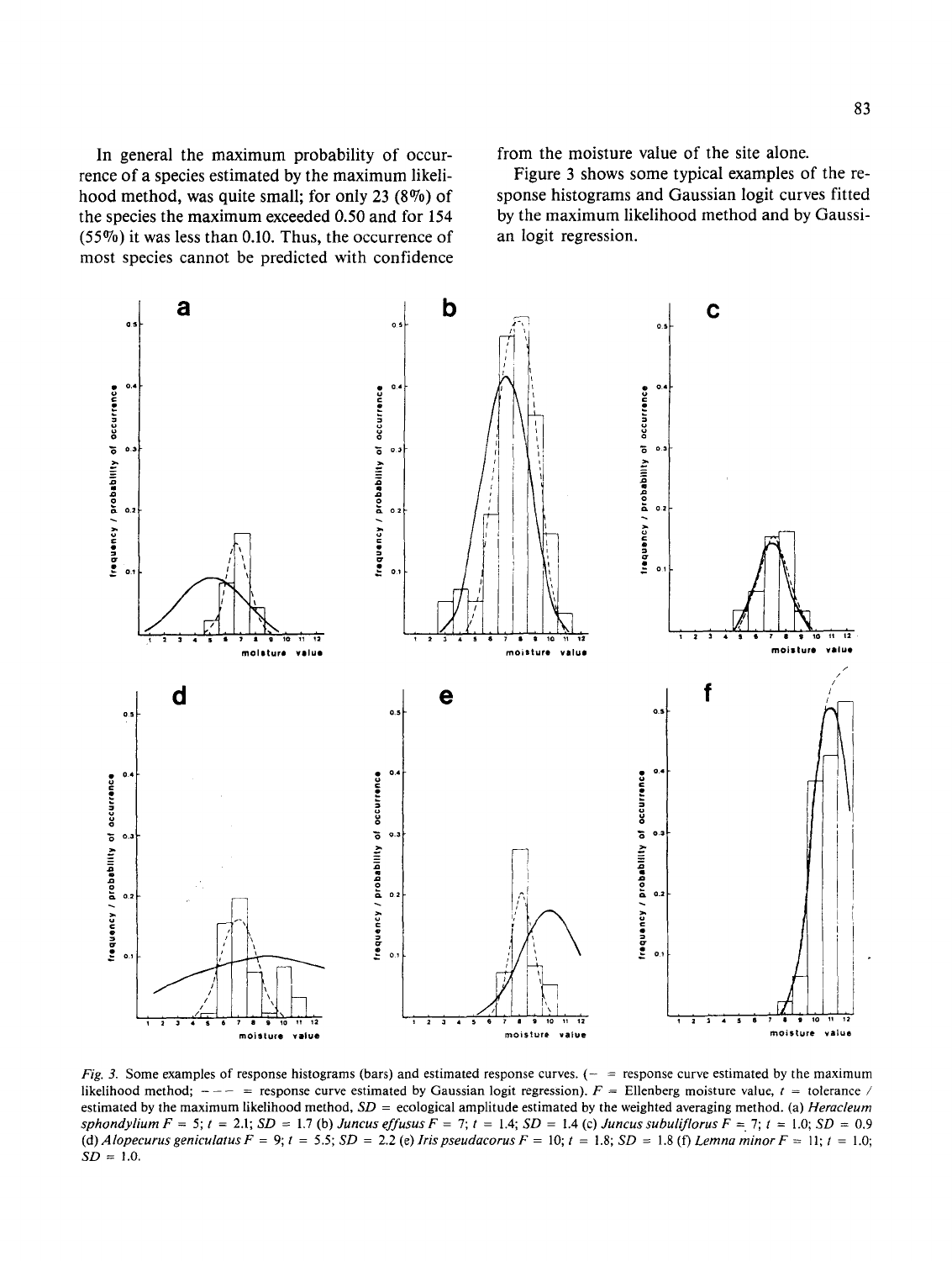In general the maximum probability of occurrence of a species estimated by the maximum likelihood method, was quite small; for only 23 (8%) of the species the maximum exceeded 0.50 and for 154 (55%) it was less than 0.10. Thus, the occurrence of most species cannot be predicted with confidence from the moisture value of the site alone.

Figure 3 shows some typical examples of the response histograms and Gaussian logit curves fitted by the maximum likelihood method and by Gaussian logit regression.

*Fig. 3.* Some examples of response histograms (bars) and estimated response curves. (— = response curve estimated by the maximum likelihood method; - - - = response curve estimated by Gaussian logit regression). $F$ = Ellenberg moisture value, $t$ = tolerance / estimated by the maximum likelihood method, $SD$ = ecological amplitude estimated by the weighted averaging method. (a) *Heracleum sphondylium* $F = 5$; $t = 2.1$; $SD = 1.7$ (b) *Juncus effusus* $F = 7$; $t = 1.4$; $SD = 1.4$ (c) *Juncus subuliflorus* $F = 7$; $t = 1.0$; $SD = 0.9$ (d) *Alopecurus geniculatus* $F = 9$; $t = 5.5$; $SD = 2.2$ (e) *Iris pseudacorus* $F = 10$; $t = 1.8$; $SD = 1.8$ (f) *Lemna minor* $F = 11$; $t = 1.0$; $SD = 1.0$.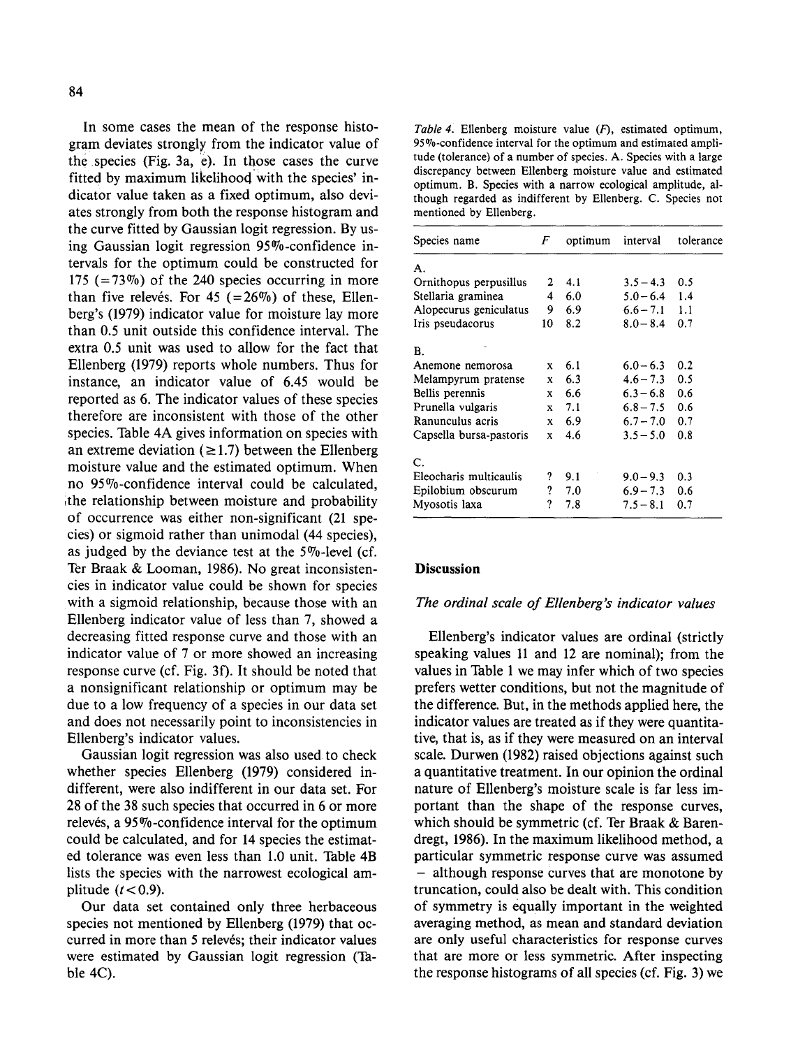In some cases the mean of the response histogram deviates strongly from the indicator value of the species (Fig. 3a, e). In those cases the curve fitted by maximum likelihood with the species' indicator value taken as a fixed optimum, also deviates strongly from both the response histogram and the curve fitted by Gaussian logit regression. By using Gaussian logit regression 95%-confidence intervals for the optimum could be constructed for 175 (=73%) of the 240 species occurring in more than five relevés. For 45 (=26%) of these, Ellenberg's (1979) indicator value for moisture lay more than 0.5 unit outside this confidence interval. The extra 0.5 unit was used to allow for the fact that Ellenberg (1979) reports whole numbers. Thus for instance, an indicator value of 6.45 would be reported as 6. The indicator values of these species therefore are inconsistent with those of the other species. Table 4A gives information on species with an extreme deviation (≥1.7) between the Ellenberg moisture value and the estimated optimum. When no 95%-confidence interval could be calculated, the relationship between moisture and probability of occurrence was either non-significant (21 species) or sigmoid rather than unimodal (44 species), as judged by the deviance test at the 5%-level (cf. Ter Braak & Looman, 1986). No great inconsistencies in indicator value could be shown for species with a sigmoid relationship, because those with an Ellenberg indicator value of less than 7, showed a decreasing fitted response curve and those with an indicator value of 7 or more showed an increasing response curve (cf. Fig. 3f). It should be noted that a nonsignificant relationship or optimum may be due to a low frequency of a species in our data set and does not necessarily point to inconsistencies in Ellenberg's indicator values.

Gaussian logit regression was also used to check whether species Ellenberg (1979) considered indifferent, were also indifferent in our data set. For 28 of the 38 such species that occurred in 6 or more relevés, a 95%-confidence interval for the optimum could be calculated, and for 14 species the estimated tolerance was even less than 1.0 unit. Table 4B lists the species with the narrowest ecological amplitude ($t < 0.9$).

Our data set contained only three herbaceous species not mentioned by Ellenberg (1979) that occurred in more than 5 relevés; their indicator values were estimated by Gaussian logit regression (Table 4C).

*Table 4.* Ellenberg moisture value (*F*), estimated optimum, 95%-confidence interval for the optimum and estimated amplitude (tolerance) of a number of species. A. Species with a large discrepancy between Ellenberg moisture value and estimated optimum. B. Species with a narrow ecological amplitude, although regarded as indifferent by Ellenberg. C. Species not mentioned by Ellenberg.

| Species name | *F* | optimum | interval | tolerance |
|---|---|---|---|---|
| A. | | | | |
| Ornithopus perpusillus | 2 | 4.1 | 3.5 – 4.3 | 0.5 |
| Stellaria graminea | 4 | 6.0 | 5.0 – 6.4 | 1.4 |
| Alopecurus geniculatus | 9 | 6.9 | 6.6 – 7.1 | 1.1 |
| Iris pseudacorus | 10 | 8.2 | 8.0 – 8.4 | 0.7 |
| B. | | | | |
| Anemone nemorosa | x | 6.1 | 6.0 – 6.3 | 0.2 |
| Melampyrum pratense | x | 6.3 | 4.6 – 7.3 | 0.5 |
| Bellis perennis | x | 6.6 | 6.3 – 6.8 | 0.6 |
| Prunella vulgaris | x | 7.1 | 6.8 – 7.5 | 0.6 |
| Ranunculus acris | x | 6.9 | 6.7 – 7.0 | 0.7 |
| Capsella bursa-pastoris | x | 4.6 | 3.5 – 5.0 | 0.8 |
| C. | | | | |
| Eleocharis multicaulis | ? | 9.1 | 9.0 – 9.3 | 0.3 |
| Epilobium obscurum | ? | 7.0 | 6.9 – 7.3 | 0.6 |
| Myosotis laxa | ? | 7.8 | 7.5 – 8.1 | 0.7 |

## Discussion

### *The ordinal scale of Ellenberg's indicator values*

Ellenberg's indicator values are ordinal (strictly speaking values 11 and 12 are nominal); from the values in Table 1 we may infer which of two species prefers wetter conditions, but not the magnitude of the difference. But, in the methods applied here, the indicator values are treated as if they were quantitative, that is, as if they were measured on an interval scale. Durwen (1982) raised objections against such a quantitative treatment. In our opinion the ordinal nature of Ellenberg's moisture scale is far less important than the shape of the response curves, which should be symmetric (cf. Ter Braak & Barendregt, 1986). In the maximum likelihood method, a particular symmetric response curve was assumed – although response curves that are monotone by truncation, could also be dealt with. This condition of symmetry is equally important in the weighted averaging method, as mean and standard deviation are only useful characteristics for response curves that are more or less symmetric. After inspecting the response histograms of all species (cf. Fig. 3) we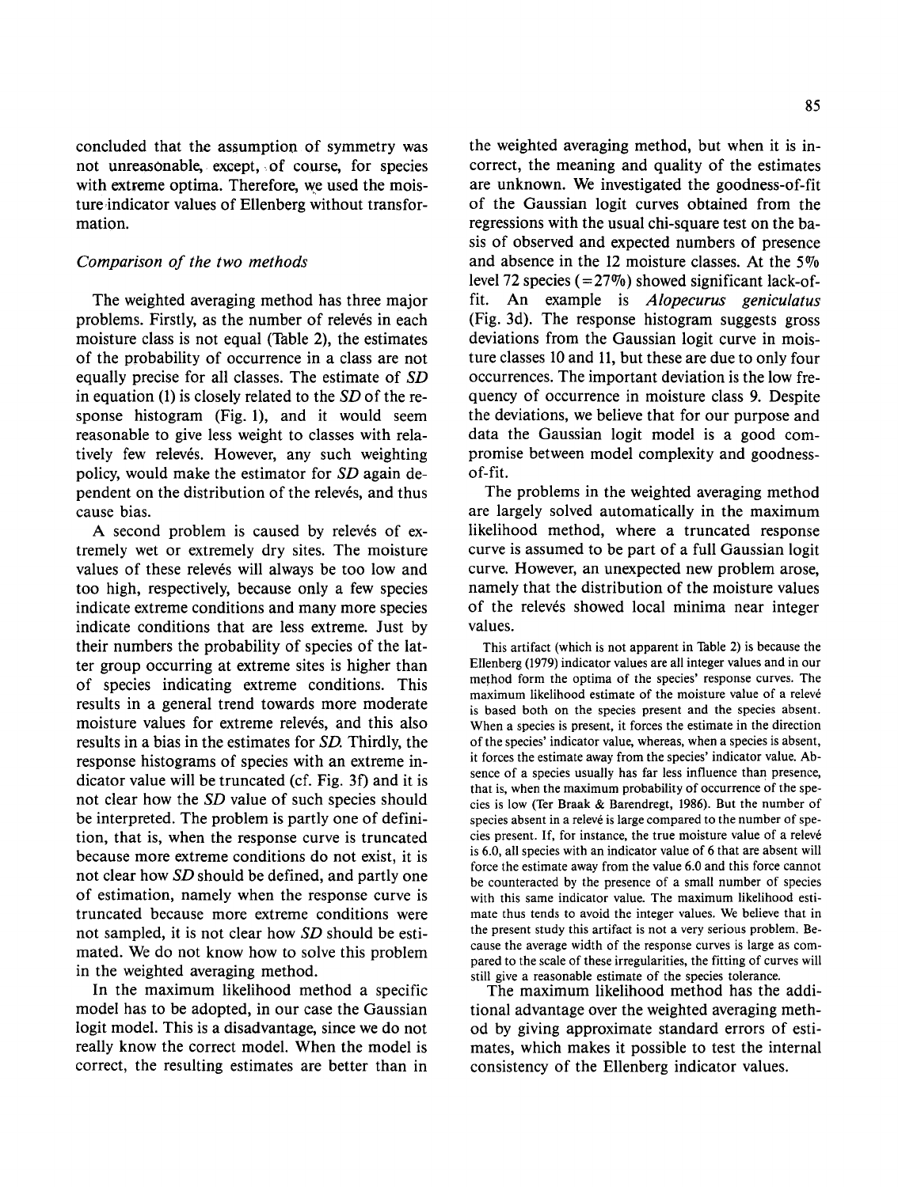concluded that the assumption of symmetry was not unreasonable, except, of course, for species with extreme optima. Therefore, we used the moisture indicator values of Ellenberg without transformation.

### *Comparison of the two methods*

The weighted averaging method has three major problems. Firstly, as the number of relevés in each moisture class is not equal (Table 2), the estimates of the probability of occurrence in a class are not equally precise for all classes. The estimate of *SD* in equation (1) is closely related to the *SD* of the response histogram (Fig. 1), and it would seem reasonable to give less weight to classes with relatively few relevés. However, any such weighting policy, would make the estimator for *SD* again dependent on the distribution of the relevés, and thus cause bias.

A second problem is caused by relevés of extremely wet or extremely dry sites. The moisture values of these relevés will always be too low and too high, respectively, because only a few species indicate extreme conditions and many more species indicate conditions that are less extreme. Just by their numbers the probability of species of the latter group occurring at extreme sites is higher than of species indicating extreme conditions. This results in a general trend towards more moderate moisture values for extreme relevés, and this also results in a bias in the estimates for *SD*. Thirdly, the response histograms of species with an extreme indicator value will be truncated (cf. Fig. 3f) and it is not clear how the *SD* value of such species should be interpreted. The problem is partly one of definition, that is, when the response curve is truncated because more extreme conditions do not exist, it is not clear how *SD* should be defined, and partly one of estimation, namely when the response curve is truncated because more extreme conditions were not sampled, it is not clear how *SD* should be estimated. We do not know how to solve this problem in the weighted averaging method.

In the maximum likelihood method a specific model has to be adopted, in our case the Gaussian logit model. This is a disadvantage, since we do not really know the correct model. When the model is correct, the resulting estimates are better than in the weighted averaging method, but when it is incorrect, the meaning and quality of the estimates are unknown. We investigated the goodness-of-fit of the Gaussian logit curves obtained from the regressions with the usual chi-square test on the basis of observed and expected numbers of presence and absence in the 12 moisture classes. At the 5% level 72 species (=27%) showed significant lack-of-fit. An example is *Alopecurus geniculatus* (Fig. 3d). The response histogram suggests gross deviations from the Gaussian logit curve in moisture classes 10 and 11, but these are due to only four occurrences. The important deviation is the low frequency of occurrence in moisture class 9. Despite the deviations, we believe that for our purpose and data the Gaussian logit model is a good compromise between model complexity and goodness-of-fit.

The problems in the weighted averaging method are largely solved automatically in the maximum likelihood method, where a truncated response curve is assumed to be part of a full Gaussian logit curve. However, an unexpected new problem arose, namely that the distribution of the moisture values of the relevés showed local minima near integer values.

This artifact (which is not apparent in Table 2) is because the Ellenberg (1979) indicator values are all integer values and in our method form the optima of the species' response curves. The maximum likelihood estimate of the moisture value of a relevé is based both on the species present and the species absent. When a species is present, it forces the estimate in the direction of the species' indicator value, whereas, when a species is absent, it forces the estimate away from the species' indicator value. Absence of a species usually has far less influence than presence, that is, when the maximum probability of occurrence of the species is low (Ter Braak & Barendregt, 1986). But the number of species absent in a relevé is large compared to the number of species present. If, for instance, the true moisture value of a relevé is 6.0, all species with an indicator value of 6 that are absent will force the estimate away from the value 6.0 and this force cannot be counteracted by the presence of a small number of species with this same indicator value. The maximum likelihood estimate thus tends to avoid the integer values. We believe that in the present study this artifact is not a very serious problem. Because the average width of the response curves is large as compared to the scale of these irregularities, the fitting of curves will still give a reasonable estimate of the species tolerance.

The maximum likelihood method has the additional advantage over the weighted averaging method by giving approximate standard errors of estimates, which makes it possible to test the internal consistency of the Ellenberg indicator values.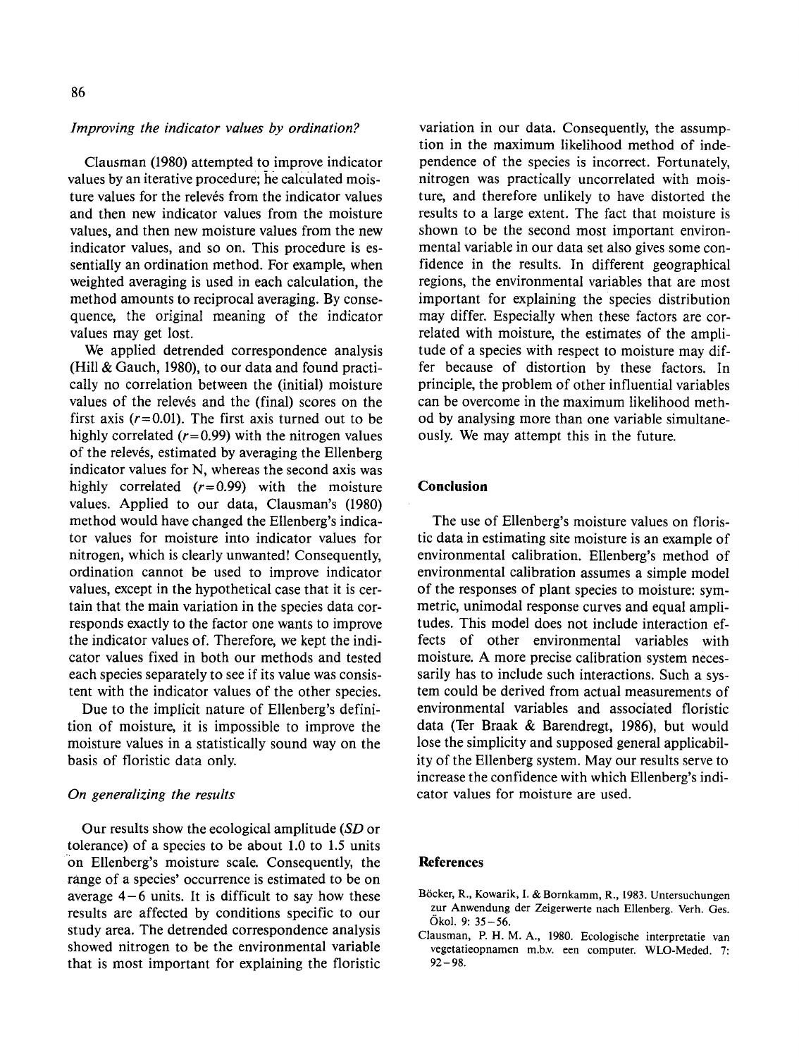*Improving the indicator values by ordination?*

Clausman (1980) attempted to improve indicator values by an iterative procedure; he calculated moisture values for the relevés from the indicator values and then new indicator values from the moisture values, and then new moisture values from the new indicator values, and so on. This procedure is essentially an ordination method. For example, when weighted averaging is used in each calculation, the method amounts to reciprocal averaging. By consequence, the original meaning of the indicator values may get lost.

We applied detrended correspondence analysis (Hill & Gauch, 1980), to our data and found practically no correlation between the (initial) moisture values of the relevés and the (final) scores on the first axis ($r=0.01$). The first axis turned out to be highly correlated ($r=0.99$) with the nitrogen values of the relevés, estimated by averaging the Ellenberg indicator values for N, whereas the second axis was highly correlated ($r=0.99$) with the moisture values. Applied to our data, Clausman's (1980) method would have changed the Ellenberg's indicator values for moisture into indicator values for nitrogen, which is clearly unwanted! Consequently, ordination cannot be used to improve indicator values, except in the hypothetical case that it is certain that the main variation in the species data corresponds exactly to the factor one wants to improve the indicator values of. Therefore, we kept the indicator values fixed in both our methods and tested each species separately to see if its value was consistent with the indicator values of the other species.

Due to the implicit nature of Ellenberg's definition of moisture, it is impossible to improve the moisture values in a statistically sound way on the basis of floristic data only.

*On generalizing the results*

Our results show the ecological amplitude (*SD* or tolerance) of a species to be about 1.0 to 1.5 units on Ellenberg's moisture scale. Consequently, the range of a species' occurrence is estimated to be on average 4–6 units. It is difficult to say how these results are affected by conditions specific to our study area. The detrended correspondence analysis showed nitrogen to be the environmental variable that is most important for explaining the floristic variation in our data. Consequently, the assumption in the maximum likelihood method of independence of the species is incorrect. Fortunately, nitrogen was practically uncorrelated with moisture, and therefore unlikely to have distorted the results to a large extent. The fact that moisture is shown to be the second most important environmental variable in our data set also gives some confidence in the results. In different geographical regions, the environmental variables that are most important for explaining the species distribution may differ. Especially when these factors are correlated with moisture, the estimates of the amplitude of a species with respect to moisture may differ because of distortion by these factors. In principle, the problem of other influential variables can be overcome in the maximum likelihood method by analysing more than one variable simultaneously. We may attempt this in the future.

## Conclusion

The use of Ellenberg's moisture values on floristic data in estimating site moisture is an example of environmental calibration. Ellenberg's method of environmental calibration assumes a simple model of the responses of plant species to moisture: symmetric, unimodal response curves and equal amplitudes. This model does not include interaction effects of other environmental variables with moisture. A more precise calibration system necessarily has to include such interactions. Such a system could be derived from actual measurements of environmental variables and associated floristic data (Ter Braak & Barendregt, 1986), but would lose the simplicity and supposed general applicability of the Ellenberg system. May our results serve to increase the confidence with which Ellenberg's indicator values for moisture are used.

## References

Böcker, R., Kowarik, I. & Bornkamm, R., 1983. Untersuchungen zur Anwendung der Zeigerwerte nach Ellenberg. Verh. Ges. Ökol. 9: 35–56.

Clausman, P. H. M. A., 1980. Ecologische interpretatie van vegetatieopnamen m.b.v. een computer. WLO-Meded. 7: 92–98.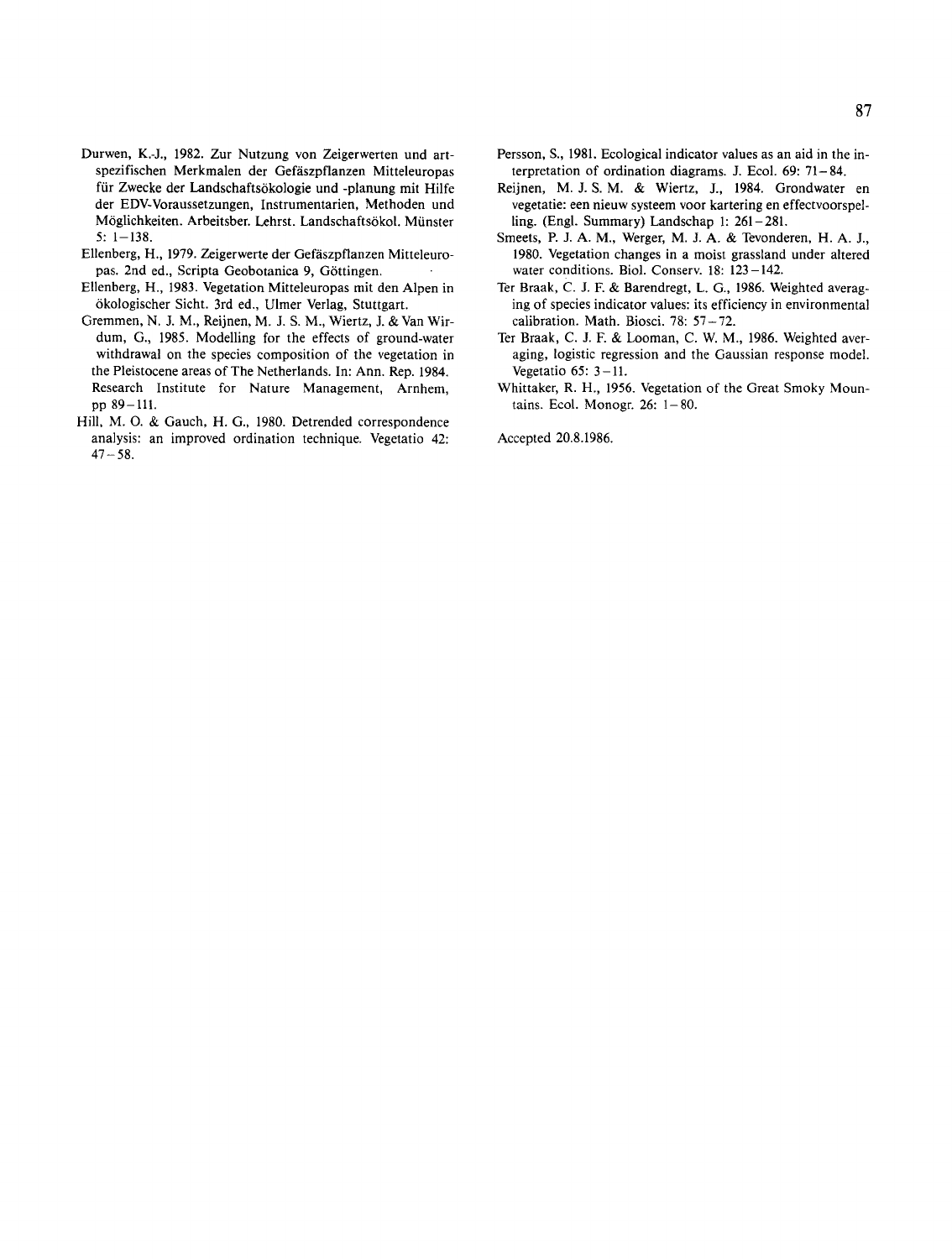Durwen, K.-J., 1982. Zur Nutzung von Zeigerwerten und artspezifischen Merkmalen der Gefäszpflanzen Mitteleuropas für Zwecke der Landschaftsökologie und -planung mit Hilfe der EDV-Voraussetzungen, Instrumentarien, Methoden und Möglichkeiten. Arbeitsber. Lehrst. Landschaftsökol. Münster 5: 1–138.

Ellenberg, H., 1979. Zeigerwerte der Gefäszpflanzen Mitteleuropas. 2nd ed., Scripta Geobotanica 9, Göttingen.

Ellenberg, H., 1983. Vegetation Mitteleuropas mit den Alpen in ökologischer Sicht. 3rd ed., Ulmer Verlag, Stuttgart.

Gremmen, N. J. M., Reijnen, M. J. S. M., Wiertz, J. & Van Wirdum, G., 1985. Modelling for the effects of ground-water withdrawal on the species composition of the vegetation in the Pleistocene areas of The Netherlands. In: Ann. Rep. 1984. Research Institute for Nature Management, Arnhem, pp 89–111.

Hill, M. O. & Gauch, H. G., 1980. Detrended correspondence analysis: an improved ordination technique. Vegetatio 42: 47–58.

Persson, S., 1981. Ecological indicator values as an aid in the interpretation of ordination diagrams. J. Ecol. 69: 71–84.

Reijnen, M. J. S. M. & Wiertz, J., 1984. Grondwater en vegetatie: een nieuw systeem voor kartering en effectvoorspelling. (Engl. Summary) Landschap 1: 261–281.

Smeets, P. J. A. M., Werger, M. J. A. & Tevonderen, H. A. J., 1980. Vegetation changes in a moist grassland under altered water conditions. Biol. Conserv. 18: 123–142.

Ter Braak, C. J. F. & Barendregt, L. G., 1986. Weighted averaging of species indicator values: its efficiency in environmental calibration. Math. Biosci. 78: 57–72.

Ter Braak, C. J. F. & Looman, C. W. M., 1986. Weighted averaging, logistic regression and the Gaussian response model. Vegetatio 65: 3–11.

Whittaker, R. H., 1956. Vegetation of the Great Smoky Mountains. Ecol. Monogr. 26: 1–80.

Accepted 20.8.1986.